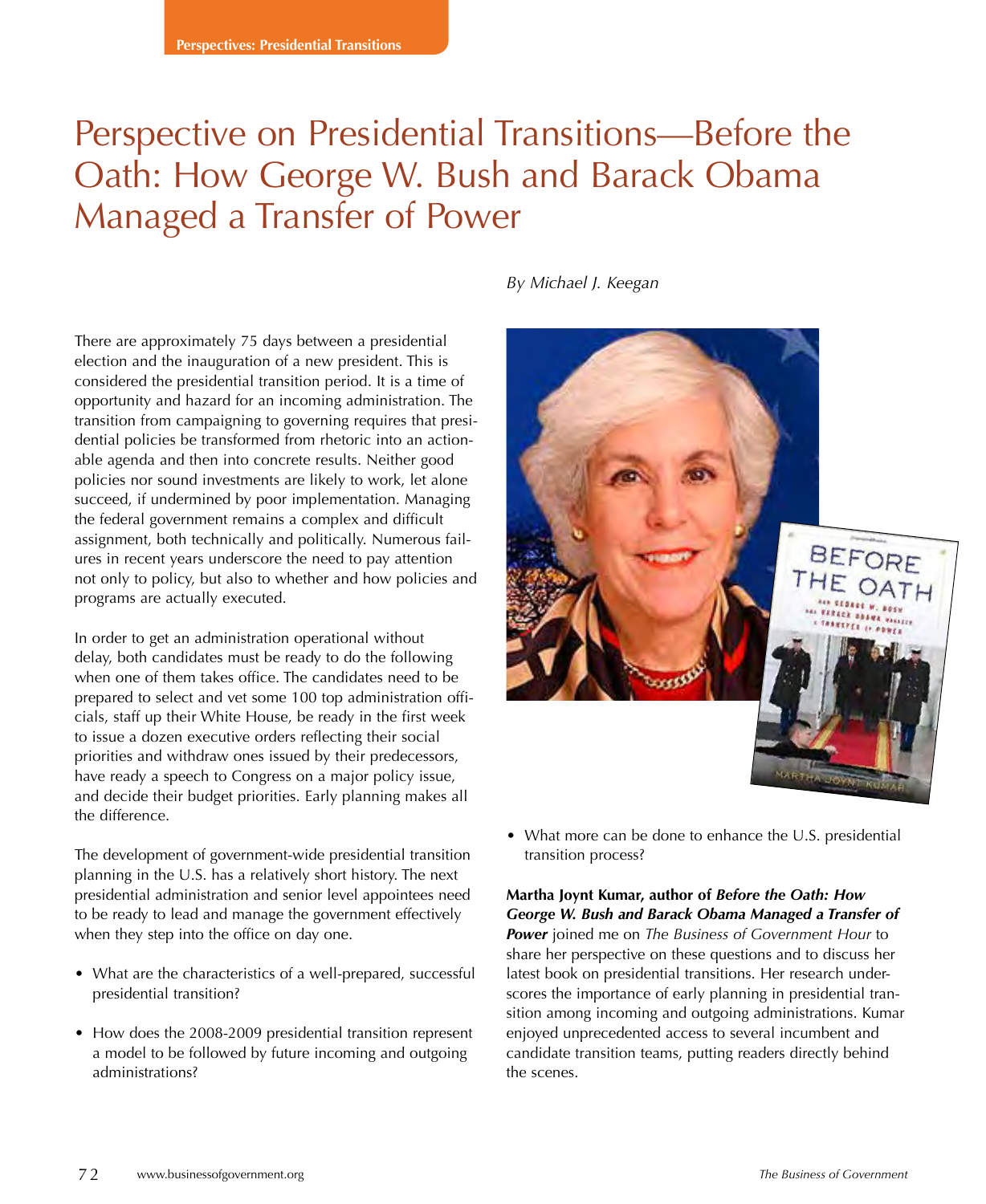# Perspective on Presidential Transitions—Before the Oath: How George W. Bush and Barack Obama Managed a Transfer of Power

*By Michael J. Keegan*

There are approximately 75 days between a presidential election and the inauguration of a new president. This is considered the presidential transition period. It is a time of opportunity and hazard for an incoming administration. The transition from campaigning to governing requires that presidential policies be transformed from rhetoric into an actionable agenda and then into concrete results. Neither good policies nor sound investments are likely to work, let alone succeed, if undermined by poor implementation. Managing the federal government remains a complex and difficult assignment, both technically and politically. Numerous failures in recent years underscore the need to pay attention not only to policy, but also to whether and how policies and programs are actually executed.

In order to get an administration operational without delay, both candidates must be ready to do the following when one of them takes office. The candidates need to be prepared to select and vet some 100 top administration officials, staff up their White House, be ready in the first week to issue a dozen executive orders reflecting their social priorities and withdraw ones issued by their predecessors, have ready a speech to Congress on a major policy issue, and decide their budget priorities. Early planning makes all the difference.

The development of government-wide presidential transition planning in the U.S. has a relatively short history. The next presidential administration and senior level appointees need to be ready to lead and manage the government effectively when they step into the office on day one.

- What are the characteristics of a well-prepared, successful presidential transition?
- How does the 2008-2009 presidential transition represent a model to be followed by future incoming and outgoing administrations?
- What more can be done to enhance the U.S. presidential transition process?

**Martha Joynt Kumar, author of *Before the Oath: How George W. Bush and Barack Obama Managed a Transfer of Power*** joined me on *The Business of Government Hour* to share her perspective on these questions and to discuss her latest book on presidential transitions. Her research underscores the importance of early planning in presidential transition among incoming and outgoing administrations. Kumar enjoyed unprecedented access to several incumbent and candidate transition teams, putting readers directly behind the scenes.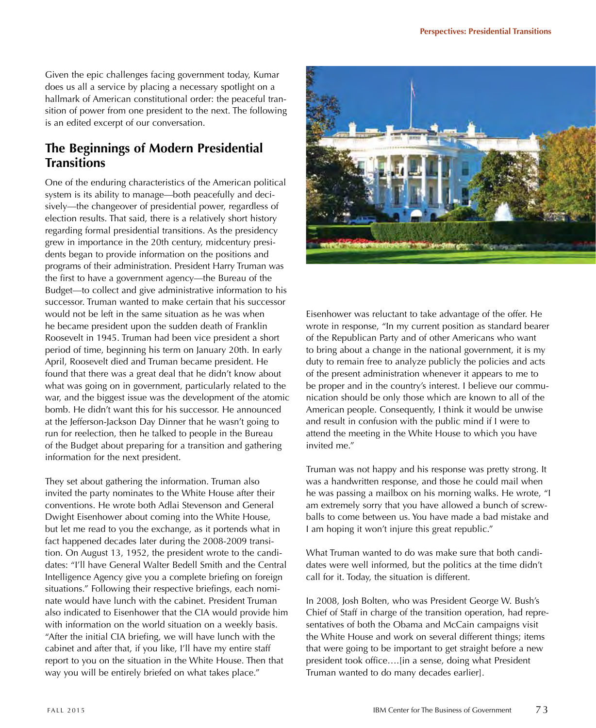Given the epic challenges facing government today, Kumar does us all a service by placing a necessary spotlight on a hallmark of American constitutional order: the peaceful transition of power from one president to the next. The following is an edited excerpt of our conversation.

## The Beginnings of Modern Presidential Transitions

One of the enduring characteristics of the American political system is its ability to manage—both peacefully and decisively—the changeover of presidential power, regardless of election results. That said, there is a relatively short history regarding formal presidential transitions. As the presidency grew in importance in the 20th century, midcentury presidents began to provide information on the positions and programs of their administration. President Harry Truman was the first to have a government agency—the Bureau of the Budget—to collect and give administrative information to his successor. Truman wanted to make certain that his successor would not be left in the same situation as he was when he became president upon the sudden death of Franklin Roosevelt in 1945. Truman had been vice president a short period of time, beginning his term on January 20th. In early April, Roosevelt died and Truman became president. He found that there was a great deal that he didn't know about what was going on in government, particularly related to the war, and the biggest issue was the development of the atomic bomb. He didn't want this for his successor. He announced at the Jefferson-Jackson Day Dinner that he wasn't going to run for reelection, then he talked to people in the Bureau of the Budget about preparing for a transition and gathering information for the next president.

They set about gathering the information. Truman also invited the party nominates to the White House after their conventions. He wrote both Adlai Stevenson and General Dwight Eisenhower about coming into the White House, but let me read to you the exchange, as it portends what in fact happened decades later during the 2008-2009 transition. On August 13, 1952, the president wrote to the candidates: "I'll have General Walter Bedell Smith and the Central Intelligence Agency give you a complete briefing on foreign situations." Following their respective briefings, each nominate would have lunch with the cabinet. President Truman also indicated to Eisenhower that the CIA would provide him with information on the world situation on a weekly basis. "After the initial CIA briefing, we will have lunch with the cabinet and after that, if you like, I'll have my entire staff report to you on the situation in the White House. Then that way you will be entirely briefed on what takes place."

Eisenhower was reluctant to take advantage of the offer. He wrote in response, "In my current position as standard bearer of the Republican Party and of other Americans who want to bring about a change in the national government, it is my duty to remain free to analyze publicly the policies and acts of the present administration whenever it appears to me to be proper and in the country's interest. I believe our communication should be only those which are known to all of the American people. Consequently, I think it would be unwise and result in confusion with the public mind if I were to attend the meeting in the White House to which you have invited me."

Truman was not happy and his response was pretty strong. It was a handwritten response, and those he could mail when he was passing a mailbox on his morning walks. He wrote, "I am extremely sorry that you have allowed a bunch of screwballs to come between us. You have made a bad mistake and I am hoping it won't injure this great republic."

What Truman wanted to do was make sure that both candidates were well informed, but the politics at the time didn't call for it. Today, the situation is different.

In 2008, Josh Bolten, who was President George W. Bush's Chief of Staff in charge of the transition operation, had representatives of both the Obama and McCain campaigns visit the White House and work on several different things; items that were going to be important to get straight before a new president took office….[in a sense, doing what President Truman wanted to do many decades earlier].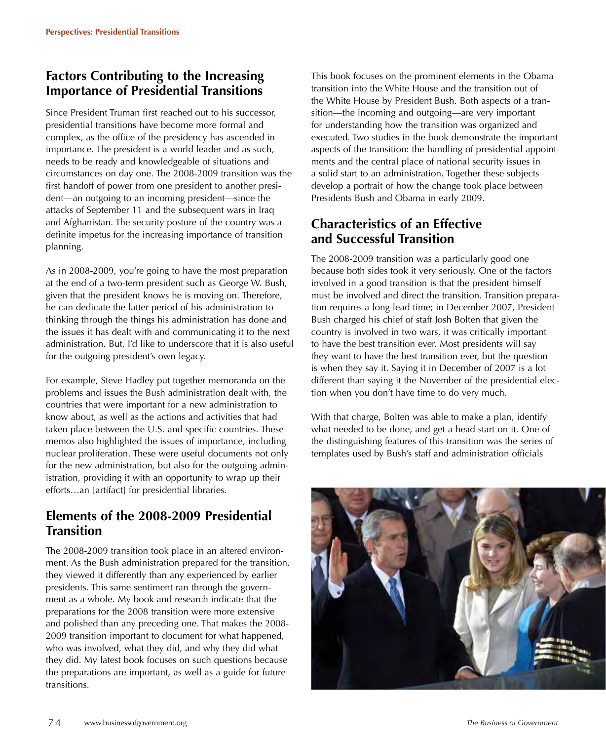## Factors Contributing to the Increasing Importance of Presidential Transitions

Since President Truman first reached out to his successor, presidential transitions have become more formal and complex, as the office of the presidency has ascended in importance. The president is a world leader and as such, needs to be ready and knowledgeable of situations and circumstances on day one. The 2008-2009 transition was the first handoff of power from one president to another president—an outgoing to an incoming president—since the attacks of September 11 and the subsequent wars in Iraq and Afghanistan. The security posture of the country was a definite impetus for the increasing importance of transition planning.

As in 2008-2009, you're going to have the most preparation at the end of a two-term president such as George W. Bush, given that the president knows he is moving on. Therefore, he can dedicate the latter period of his administration to thinking through the things his administration has done and the issues it has dealt with and communicating it to the next administration. But, I'd like to underscore that it is also useful for the outgoing president's own legacy.

For example, Steve Hadley put together memoranda on the problems and issues the Bush administration dealt with, the countries that were important for a new administration to know about, as well as the actions and activities that had taken place between the U.S. and specific countries. These memos also highlighted the issues of importance, including nuclear proliferation. These were useful documents not only for the new administration, but also for the outgoing administration, providing it with an opportunity to wrap up their efforts…an [artifact] for presidential libraries.

## Elements of the 2008-2009 Presidential Transition

The 2008-2009 transition took place in an altered environment. As the Bush administration prepared for the transition, they viewed it differently than any experienced by earlier presidents. This same sentiment ran through the government as a whole. My book and research indicate that the preparations for the 2008 transition were more extensive and polished than any preceding one. That makes the 2008-2009 transition important to document for what happened, who was involved, what they did, and why they did what they did. My latest book focuses on such questions because the preparations are important, as well as a guide for future transitions.

This book focuses on the prominent elements in the Obama transition into the White House and the transition out of the White House by President Bush. Both aspects of a transition—the incoming and outgoing—are very important for understanding how the transition was organized and executed. Two studies in the book demonstrate the important aspects of the transition: the handling of presidential appointments and the central place of national security issues in a solid start to an administration. Together these subjects develop a portrait of how the change took place between Presidents Bush and Obama in early 2009.

## Characteristics of an Effective and Successful Transition

The 2008-2009 transition was a particularly good one because both sides took it very seriously. One of the factors involved in a good transition is that the president himself must be involved and direct the transition. Transition preparation requires a long lead time; in December 2007, President Bush charged his chief of staff Josh Bolten that given the country is involved in two wars, it was critically important to have the best transition ever. Most presidents will say they want to have the best transition ever, but the question is when they say it. Saying it in December of 2007 is a lot different than saying it the November of the presidential election when you don't have time to do very much.

With that charge, Bolten was able to make a plan, identify what needed to be done, and get a head start on it. One of the distinguishing features of this transition was the series of templates used by Bush's staff and administration officials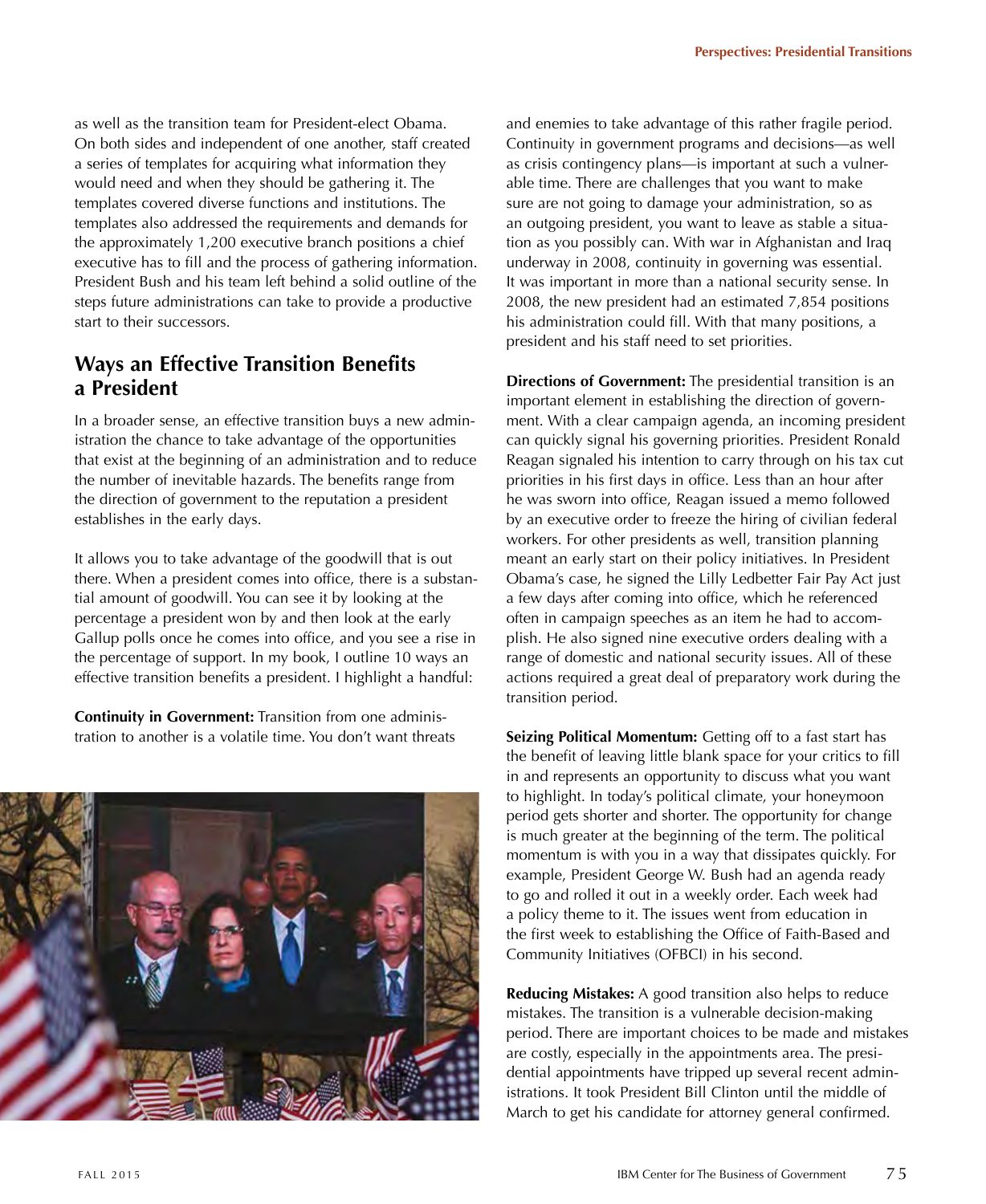as well as the transition team for President-elect Obama. On both sides and independent of one another, staff created a series of templates for acquiring what information they would need and when they should be gathering it. The templates covered diverse functions and institutions. The templates also addressed the requirements and demands for the approximately 1,200 executive branch positions a chief executive has to fill and the process of gathering information. President Bush and his team left behind a solid outline of the steps future administrations can take to provide a productive start to their successors.

## Ways an Effective Transition Benefits a President

In a broader sense, an effective transition buys a new administration the chance to take advantage of the opportunities that exist at the beginning of an administration and to reduce the number of inevitable hazards. The benefits range from the direction of government to the reputation a president establishes in the early days.

It allows you to take advantage of the goodwill that is out there. When a president comes into office, there is a substantial amount of goodwill. You can see it by looking at the percentage a president won by and then look at the early Gallup polls once he comes into office, and you see a rise in the percentage of support. In my book, I outline 10 ways an effective transition benefits a president. I highlight a handful:

**Continuity in Government:** Transition from one administration to another is a volatile time. You don't want threats and enemies to take advantage of this rather fragile period. Continuity in government programs and decisions—as well as crisis contingency plans—is important at such a vulnerable time. There are challenges that you want to make sure are not going to damage your administration, so as an outgoing president, you want to leave as stable a situation as you possibly can. With war in Afghanistan and Iraq underway in 2008, continuity in governing was essential. It was important in more than a national security sense. In 2008, the new president had an estimated 7,854 positions his administration could fill. With that many positions, a president and his staff need to set priorities.

**Directions of Government:** The presidential transition is an important element in establishing the direction of government. With a clear campaign agenda, an incoming president can quickly signal his governing priorities. President Ronald Reagan signaled his intention to carry through on his tax cut priorities in his first days in office. Less than an hour after he was sworn into office, Reagan issued a memo followed by an executive order to freeze the hiring of civilian federal workers. For other presidents as well, transition planning meant an early start on their policy initiatives. In President Obama's case, he signed the Lilly Ledbetter Fair Pay Act just a few days after coming into office, which he referenced often in campaign speeches as an item he had to accomplish. He also signed nine executive orders dealing with a range of domestic and national security issues. All of these actions required a great deal of preparatory work during the transition period.

**Seizing Political Momentum:** Getting off to a fast start has the benefit of leaving little blank space for your critics to fill in and represents an opportunity to discuss what you want to highlight. In today's political climate, your honeymoon period gets shorter and shorter. The opportunity for change is much greater at the beginning of the term. The political momentum is with you in a way that dissipates quickly. For example, President George W. Bush had an agenda ready to go and rolled it out in a weekly order. Each week had a policy theme to it. The issues went from education in the first week to establishing the Office of Faith-Based and Community Initiatives (OFBCI) in his second.

**Reducing Mistakes:** A good transition also helps to reduce mistakes. The transition is a vulnerable decision-making period. There are important choices to be made and mistakes are costly, especially in the appointments area. The presidential appointments have tripped up several recent administrations. It took President Bill Clinton until the middle of March to get his candidate for attorney general confirmed.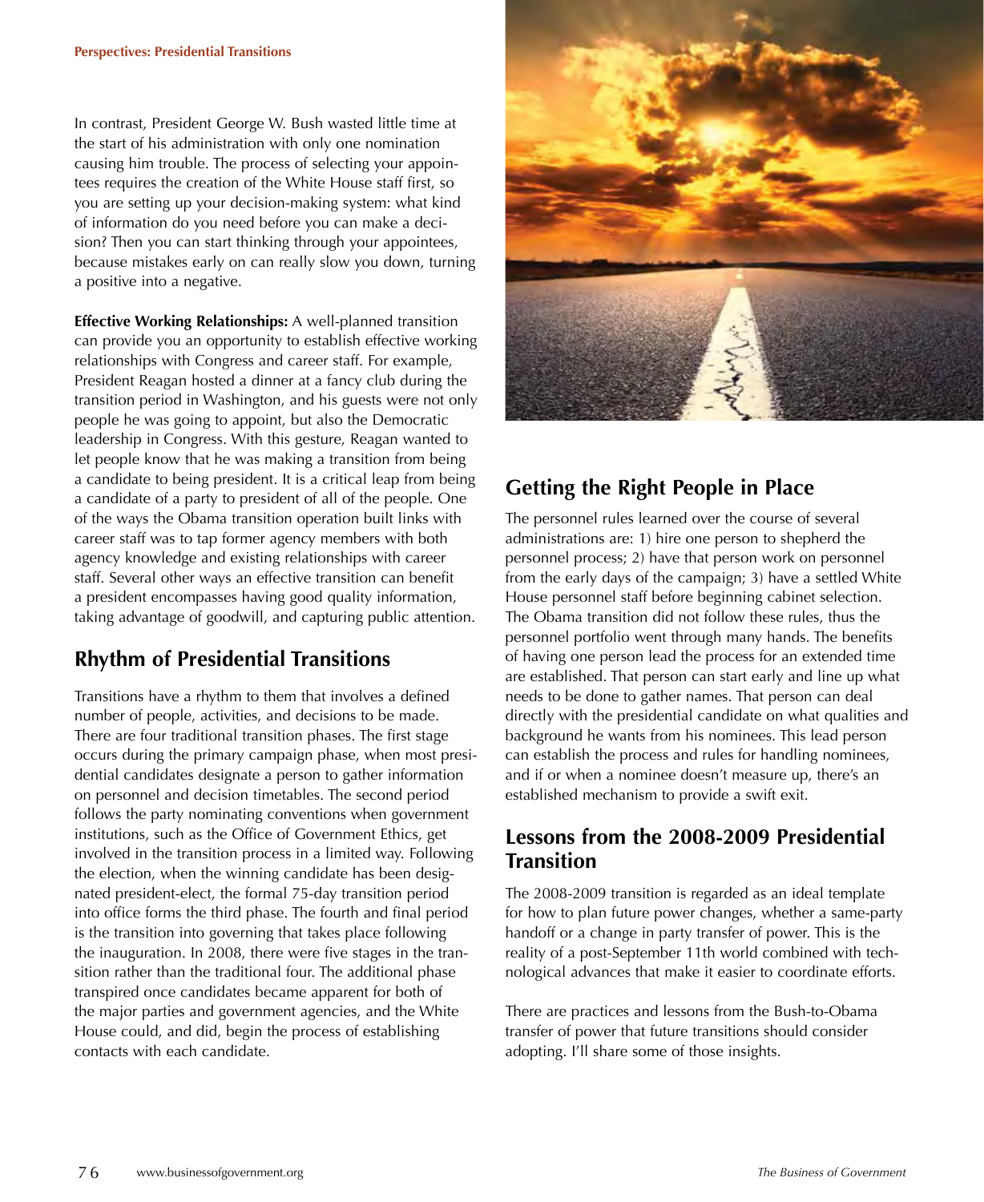In contrast, President George W. Bush wasted little time at the start of his administration with only one nomination causing him trouble. The process of selecting your appointees requires the creation of the White House staff first, so you are setting up your decision-making system: what kind of information do you need before you can make a decision? Then you can start thinking through your appointees, because mistakes early on can really slow you down, turning a positive into a negative.

**Effective Working Relationships:** A well-planned transition can provide you an opportunity to establish effective working relationships with Congress and career staff. For example, President Reagan hosted a dinner at a fancy club during the transition period in Washington, and his guests were not only people he was going to appoint, but also the Democratic leadership in Congress. With this gesture, Reagan wanted to let people know that he was making a transition from being a candidate to being president. It is a critical leap from being a candidate of a party to president of all of the people. One of the ways the Obama transition operation built links with career staff was to tap former agency members with both agency knowledge and existing relationships with career staff. Several other ways an effective transition can benefit a president encompasses having good quality information, taking advantage of goodwill, and capturing public attention.

## Rhythm of Presidential Transitions

Transitions have a rhythm to them that involves a defined number of people, activities, and decisions to be made. There are four traditional transition phases. The first stage occurs during the primary campaign phase, when most presidential candidates designate a person to gather information on personnel and decision timetables. The second period follows the party nominating conventions when government institutions, such as the Office of Government Ethics, get involved in the transition process in a limited way. Following the election, when the winning candidate has been designated president-elect, the formal 75-day transition period into office forms the third phase. The fourth and final period is the transition into governing that takes place following the inauguration. In 2008, there were five stages in the transition rather than the traditional four. The additional phase transpired once candidates became apparent for both of the major parties and government agencies, and the White House could, and did, begin the process of establishing contacts with each candidate.

## Getting the Right People in Place

The personnel rules learned over the course of several administrations are: 1) hire one person to shepherd the personnel process; 2) have that person work on personnel from the early days of the campaign; 3) have a settled White House personnel staff before beginning cabinet selection. The Obama transition did not follow these rules, thus the personnel portfolio went through many hands. The benefits of having one person lead the process for an extended time are established. That person can start early and line up what needs to be done to gather names. That person can deal directly with the presidential candidate on what qualities and background he wants from his nominees. This lead person can establish the process and rules for handling nominees, and if or when a nominee doesn't measure up, there's an established mechanism to provide a swift exit.

## Lessons from the 2008-2009 Presidential Transition

The 2008-2009 transition is regarded as an ideal template for how to plan future power changes, whether a same-party handoff or a change in party transfer of power. This is the reality of a post-September 11th world combined with technological advances that make it easier to coordinate efforts.

There are practices and lessons from the Bush-to-Obama transfer of power that future transitions should consider adopting. I'll share some of those insights.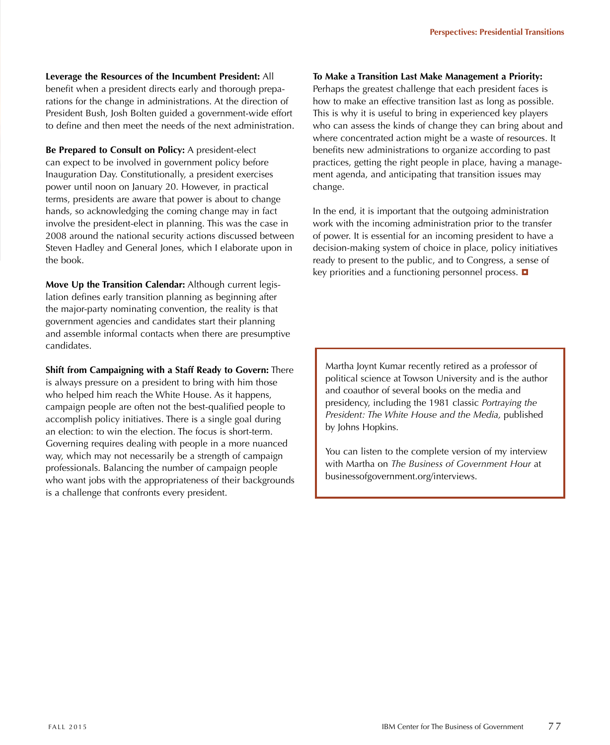**Leverage the Resources of the Incumbent President:** All benefit when a president directs early and thorough preparations for the change in administrations. At the direction of President Bush, Josh Bolten guided a government-wide effort to define and then meet the needs of the next administration.

**Be Prepared to Consult on Policy:** A president-elect can expect to be involved in government policy before Inauguration Day. Constitutionally, a president exercises power until noon on January 20. However, in practical terms, presidents are aware that power is about to change hands, so acknowledging the coming change may in fact involve the president-elect in planning. This was the case in 2008 around the national security actions discussed between Steven Hadley and General Jones, which I elaborate upon in the book.

**Move Up the Transition Calendar:** Although current legislation defines early transition planning as beginning after the major-party nominating convention, the reality is that government agencies and candidates start their planning and assemble informal contacts when there are presumptive candidates.

**Shift from Campaigning with a Staff Ready to Govern:** There is always pressure on a president to bring with him those who helped him reach the White House. As it happens, campaign people are often not the best-qualified people to accomplish policy initiatives. There is a single goal during an election: to win the election. The focus is short-term. Governing requires dealing with people in a more nuanced way, which may not necessarily be a strength of campaign professionals. Balancing the number of campaign people who want jobs with the appropriateness of their backgrounds is a challenge that confronts every president.

**To Make a Transition Last Make Management a Priority:** Perhaps the greatest challenge that each president faces is how to make an effective transition last as long as possible. This is why it is useful to bring in experienced key players who can assess the kinds of change they can bring about and where concentrated action might be a waste of resources. It benefits new administrations to organize according to past practices, getting the right people in place, having a management agenda, and anticipating that transition issues may change.

In the end, it is important that the outgoing administration work with the incoming administration prior to the transfer of power. It is essential for an incoming president to have a decision-making system of choice in place, policy initiatives ready to present to the public, and to Congress, a sense of key priorities and a functioning personnel process. ■

---

Martha Joynt Kumar recently retired as a professor of political science at Towson University and is the author and coauthor of several books on the media and presidency, including the 1981 classic *Portraying the President: The White House and the Media,* published by Johns Hopkins.

You can listen to the complete version of my interview with Martha on *The Business of Government Hour* at businessofgovernment.org/interviews.